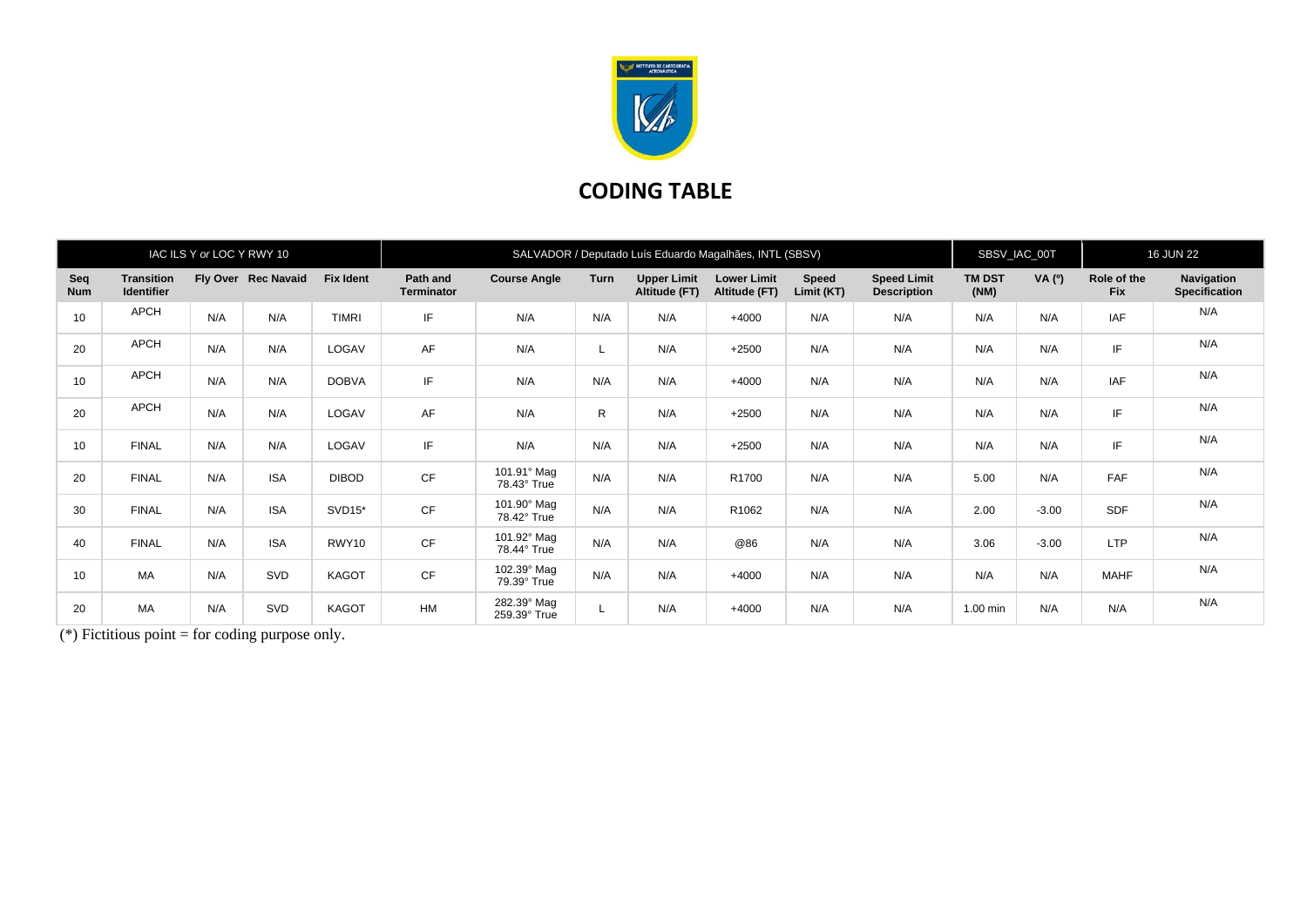## CODING TABLE

| IAC ILS Y *or* LOC Y RWY 10 | | | | | SALVADOR / Deputado Luís Eduardo Magalhães, INTL (SBSV) | | | | | | | SBSV_IAC_00T | | 16 JUN 22 | |
|---|---|---|---|---|---|---|---|---|---|---|---|---|---|---|---|
| **Seq Num** | **Transition Identifier** | **Fly Over** | **Rec Navaid** | **Fix Ident** | **Path and Terminator** | **Course Angle** | **Turn** | **Upper Limit Altitude (FT)** | **Lower Limit Altitude (FT)** | **Speed Limit (KT)** | **Speed Limit Description** | **TM DST (NM)** | **VA (º)** | **Role of the Fix** | **Navigation Specification** |
| 10 | APCH | N/A | N/A | TIMRI | IF | N/A | N/A | N/A | +4000 | N/A | N/A | N/A | N/A | IAF | N/A |
| 20 | APCH | N/A | N/A | LOGAV | AF | N/A | L | N/A | +2500 | N/A | N/A | N/A | N/A | IF | N/A |
| 10 | APCH | N/A | N/A | DOBVA | IF | N/A | N/A | N/A | +4000 | N/A | N/A | N/A | N/A | IAF | N/A |
| 20 | APCH | N/A | N/A | LOGAV | AF | N/A | R | N/A | +2500 | N/A | N/A | N/A | N/A | IF | N/A |
| 10 | FINAL | N/A | N/A | LOGAV | IF | N/A | N/A | N/A | +2500 | N/A | N/A | N/A | N/A | IF | N/A |
| 20 | FINAL | N/A | ISA | DIBOD | CF | 101.91° Mag 78.43° True | N/A | N/A | R1700 | N/A | N/A | 5.00 | N/A | FAF | N/A |
| 30 | FINAL | N/A | ISA | SVD15* | CF | 101.90° Mag 78.42° True | N/A | N/A | R1062 | N/A | N/A | 2.00 | -3.00 | SDF | N/A |
| 40 | FINAL | N/A | ISA | RWY10 | CF | 101.92° Mag 78.44° True | N/A | N/A | @86 | N/A | N/A | 3.06 | -3.00 | LTP | N/A |
| 10 | MA | N/A | SVD | KAGOT | CF | 102.39° Mag 79.39° True | N/A | N/A | +4000 | N/A | N/A | N/A | N/A | MAHF | N/A |
| 20 | MA | N/A | SVD | KAGOT | HM | 282.39° Mag 259.39° True | L | N/A | +4000 | N/A | N/A | 1.00 min | N/A | N/A | N/A |

(*) Fictitious point = for coding purpose only.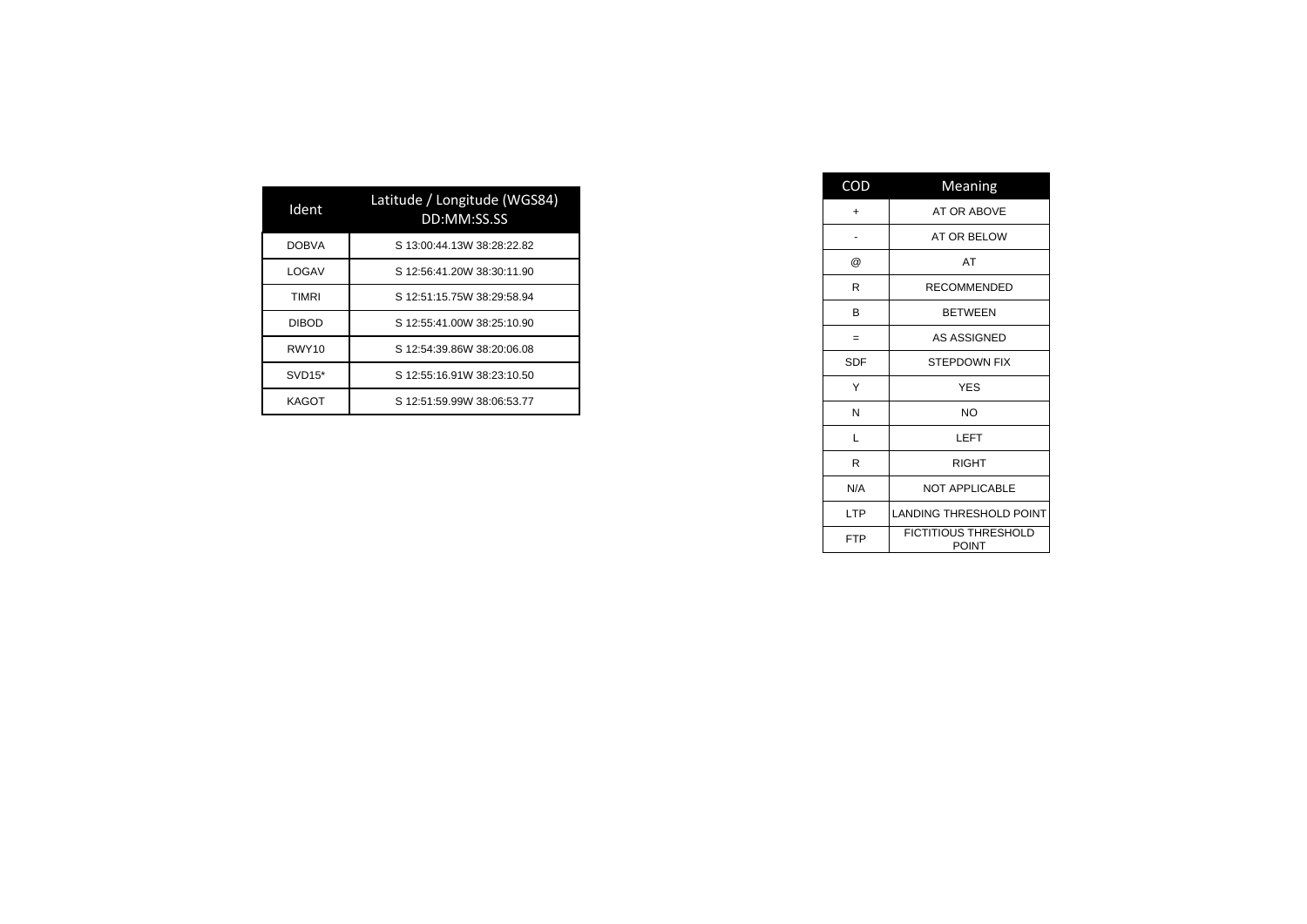| Ident | Latitude / Longitude (WGS84) DD:MM:SS.SS |
|---|---|
| DOBVA | S 13:00:44.13W 38:28:22.82 |
| LOGAV | S 12:56:41.20W 38:30:11.90 |
| TIMRI | S 12:51:15.75W 38:29:58.94 |
| DIBOD | S 12:55:41.00W 38:25:10.90 |
| RWY10 | S 12:54:39.86W 38:20:06.08 |
| SVD15* | S 12:55:16.91W 38:23:10.50 |
| KAGOT | S 12:51:59.99W 38:06:53.77 |

| COD | Meaning |
|---|---|
| + | AT OR ABOVE |
| - | AT OR BELOW |
| @ | AT |
| R | RECOMMENDED |
| B | BETWEEN |
| = | AS ASSIGNED |
| SDF | STEPDOWN FIX |
| Y | YES |
| N | NO |
| L | LEFT |
| R | RIGHT |
| N/A | NOT APPLICABLE |
| LTP | LANDING THRESHOLD POINT |
| FTP | FICTITIOUS THRESHOLD POINT |